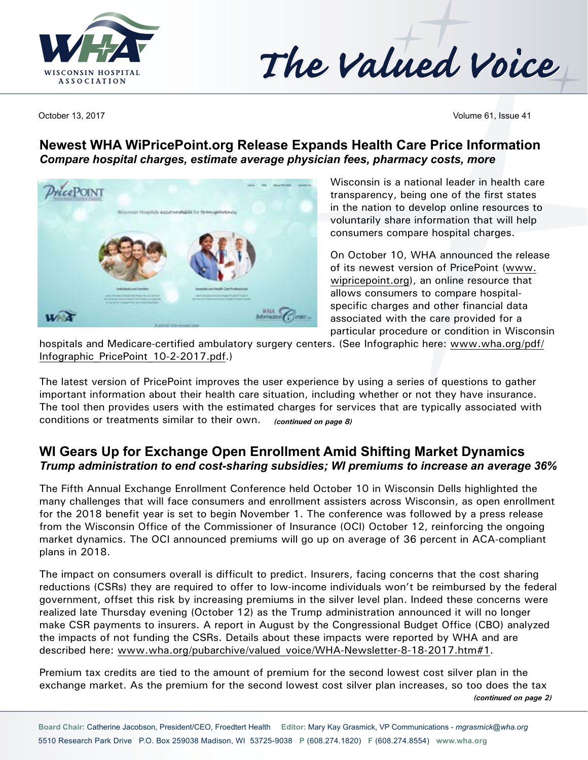# The Valued Voice

October 13, 2017

## Newest WHA WiPricePoint.org Release Expands Health Care Price Information

***Compare hospital charges, estimate average physician fees, pharmacy costs, more***

Wisconsin is a national leader in health care transparency, being one of the first states in the nation to develop online resources to voluntarily share information that will help consumers compare hospital charges.

On October 10, WHA announced the release of its newest version of PricePoint (www.wipricepoint.org), an online resource that allows consumers to compare hospital-specific charges and other financial data associated with the care provided for a particular procedure or condition in Wisconsin hospitals and Medicare-certified ambulatory surgery centers. (See Infographic here: www.wha.org/pdf/Infographic_PricePoint_10-2-2017.pdf.)

The latest version of PricePoint improves the user experience by using a series of questions to gather important information about their health care situation, including whether or not they have insurance. The tool then provides users with the estimated charges for services that are typically associated with conditions or treatments similar to their own. ***(continued on page 8)***

## WI Gears Up for Exchange Open Enrollment Amid Shifting Market Dynamics

***Trump administration to end cost-sharing subsidies; WI premiums to increase an average 36%***

The Fifth Annual Exchange Enrollment Conference held October 10 in Wisconsin Dells highlighted the many challenges that will face consumers and enrollment assisters across Wisconsin, as open enrollment for the 2018 benefit year is set to begin November 1. The conference was followed by a press release from the Wisconsin Office of the Commissioner of Insurance (OCI) October 12, reinforcing the ongoing market dynamics. The OCI announced premiums will go up on average of 36 percent in ACA-compliant plans in 2018.

The impact on consumers overall is difficult to predict. Insurers, facing concerns that the cost sharing reductions (CSRs) they are required to offer to low-income individuals won't be reimbursed by the federal government, offset this risk by increasing premiums in the silver level plan. Indeed these concerns were realized late Thursday evening (October 12) as the Trump administration announced it will no longer make CSR payments to insurers. A report in August by the Congressional Budget Office (CBO) analyzed the impacts of not funding the CSRs. Details about these impacts were reported by WHA and are described here: www.wha.org/pubarchive/valued_voice/WHA-Newsletter-8-18-2017.htm#1.

Premium tax credits are tied to the amount of premium for the second lowest cost silver plan in the exchange market. As the premium for the second lowest cost silver plan increases, so too does the tax

***(continued on page 2)***

**Board Chair:** Catherine Jacobson, President/CEO, Froedtert Health **Editor:** Mary Kay Grasmick, VP Communications - *mgrasmick@wha.org*
5510 Research Park Drive P.O. Box 259038 Madison, WI 53725-9038 **P** (608.274.1820) **F** (608.274.8554) **www.wha.org**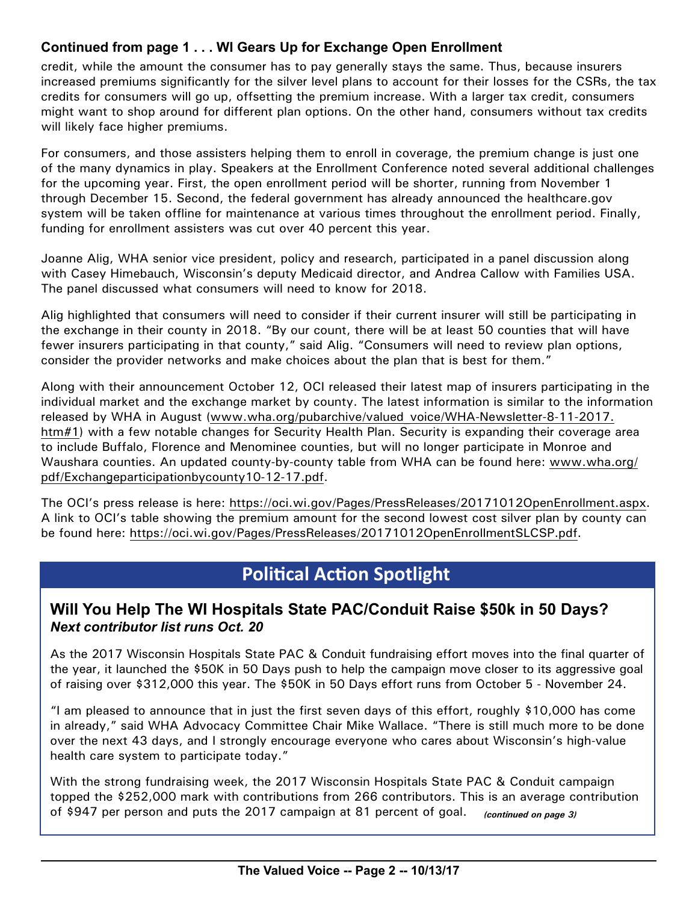### Continued from page 1 . . . WI Gears Up for Exchange Open Enrollment

credit, while the amount the consumer has to pay generally stays the same. Thus, because insurers increased premiums significantly for the silver level plans to account for their losses for the CSRs, the tax credits for consumers will go up, offsetting the premium increase. With a larger tax credit, consumers might want to shop around for different plan options. On the other hand, consumers without tax credits will likely face higher premiums.

For consumers, and those assisters helping them to enroll in coverage, the premium change is just one of the many dynamics in play. Speakers at the Enrollment Conference noted several additional challenges for the upcoming year. First, the open enrollment period will be shorter, running from November 1 through December 15. Second, the federal government has already announced the healthcare.gov system will be taken offline for maintenance at various times throughout the enrollment period. Finally, funding for enrollment assisters was cut over 40 percent this year.

Joanne Alig, WHA senior vice president, policy and research, participated in a panel discussion along with Casey Himebauch, Wisconsin's deputy Medicaid director, and Andrea Callow with Families USA. The panel discussed what consumers will need to know for 2018.

Alig highlighted that consumers will need to consider if their current insurer will still be participating in the exchange in their county in 2018. "By our count, there will be at least 50 counties that will have fewer insurers participating in that county," said Alig. "Consumers will need to review plan options, consider the provider networks and make choices about the plan that is best for them."

Along with their announcement October 12, OCI released their latest map of insurers participating in the individual market and the exchange market by county. The latest information is similar to the information released by WHA in August (www.wha.org/pubarchive/valued_voice/WHA-Newsletter-8-11-2017.htm#1) with a few notable changes for Security Health Plan. Security is expanding their coverage area to include Buffalo, Florence and Menominee counties, but will no longer participate in Monroe and Waushara counties. An updated county-by-county table from WHA can be found here: www.wha.org/pdf/Exchangeparticipationbycounty10-12-17.pdf.

The OCI's press release is here: https://oci.wi.gov/Pages/PressReleases/20171012OpenEnrollment.aspx. A link to OCI's table showing the premium amount for the second lowest cost silver plan by county can be found here: https://oci.wi.gov/Pages/PressReleases/20171012OpenEnrollmentSLCSP.pdf.

## Political Action Spotlight

### Will You Help The WI Hospitals State PAC/Conduit Raise $50k in 50 Days?

***Next contributor list runs Oct. 20***

As the 2017 Wisconsin Hospitals State PAC & Conduit fundraising effort moves into the final quarter of the year, it launched the $50K in 50 Days push to help the campaign move closer to its aggressive goal of raising over $312,000 this year. The $50K in 50 Days effort runs from October 5 - November 24.

"I am pleased to announce that in just the first seven days of this effort, roughly $10,000 has come in already," said WHA Advocacy Committee Chair Mike Wallace. "There is still much more to be done over the next 43 days, and I strongly encourage everyone who cares about Wisconsin's high-value health care system to participate today."

With the strong fundraising week, the 2017 Wisconsin Hospitals State PAC & Conduit campaign topped the $252,000 mark with contributions from 266 contributors. This is an average contribution of $947 per person and puts the 2017 campaign at 81 percent of goal. ***(continued on page 3)***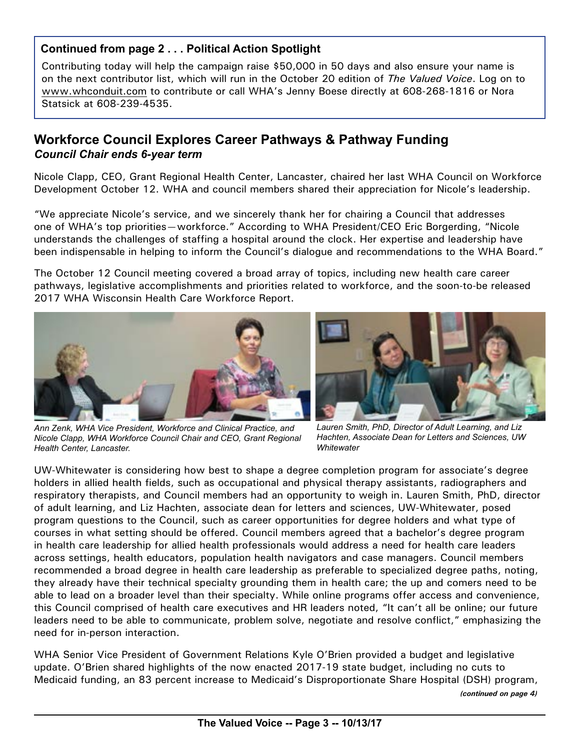**Continued from page 2 . . . Political Action Spotlight**

Contributing today will help the campaign raise $50,000 in 50 days and also ensure your name is on the next contributor list, which will run in the October 20 edition of *The Valued Voice*. Log on to www.whconduit.com to contribute or call WHA's Jenny Boese directly at 608-268-1816 or Nora Statsick at 608-239-4535.

## Workforce Council Explores Career Pathways & Pathway Funding

***Council Chair ends 6-year term***

Nicole Clapp, CEO, Grant Regional Health Center, Lancaster, chaired her last WHA Council on Workforce Development October 12. WHA and council members shared their appreciation for Nicole's leadership.

"We appreciate Nicole's service, and we sincerely thank her for chairing a Council that addresses one of WHA's top priorities—workforce." According to WHA President/CEO Eric Borgerding, "Nicole understands the challenges of staffing a hospital around the clock. Her expertise and leadership have been indispensable in helping to inform the Council's dialogue and recommendations to the WHA Board."

The October 12 Council meeting covered a broad array of topics, including new health care career pathways, legislative accomplishments and priorities related to workforce, and the soon-to-be released 2017 WHA Wisconsin Health Care Workforce Report.

*Ann Zenk, WHA Vice President, Workforce and Clinical Practice, and Nicole Clapp, WHA Workforce Council Chair and CEO, Grant Regional Health Center, Lancaster.*

*Lauren Smith, PhD, Director of Adult Learning, and Liz Hachten, Associate Dean for Letters and Sciences, UW Whitewater*

UW-Whitewater is considering how best to shape a degree completion program for associate's degree holders in allied health fields, such as occupational and physical therapy assistants, radiographers and respiratory therapists, and Council members had an opportunity to weigh in. Lauren Smith, PhD, director of adult learning, and Liz Hachten, associate dean for letters and sciences, UW-Whitewater, posed program questions to the Council, such as career opportunities for degree holders and what type of courses in what setting should be offered. Council members agreed that a bachelor's degree program in health care leadership for allied health professionals would address a need for health care leaders across settings, health educators, population health navigators and case managers. Council members recommended a broad degree in health care leadership as preferable to specialized degree paths, noting, they already have their technical specialty grounding them in health care; the up and comers need to be able to lead on a broader level than their specialty. While online programs offer access and convenience, this Council comprised of health care executives and HR leaders noted, "It can't all be online; our future leaders need to be able to communicate, problem solve, negotiate and resolve conflict," emphasizing the need for in-person interaction.

WHA Senior Vice President of Government Relations Kyle O'Brien provided a budget and legislative update. O'Brien shared highlights of the now enacted 2017-19 state budget, including no cuts to Medicaid funding, an 83 percent increase to Medicaid's Disproportionate Share Hospital (DSH) program,

*(continued on page 4)*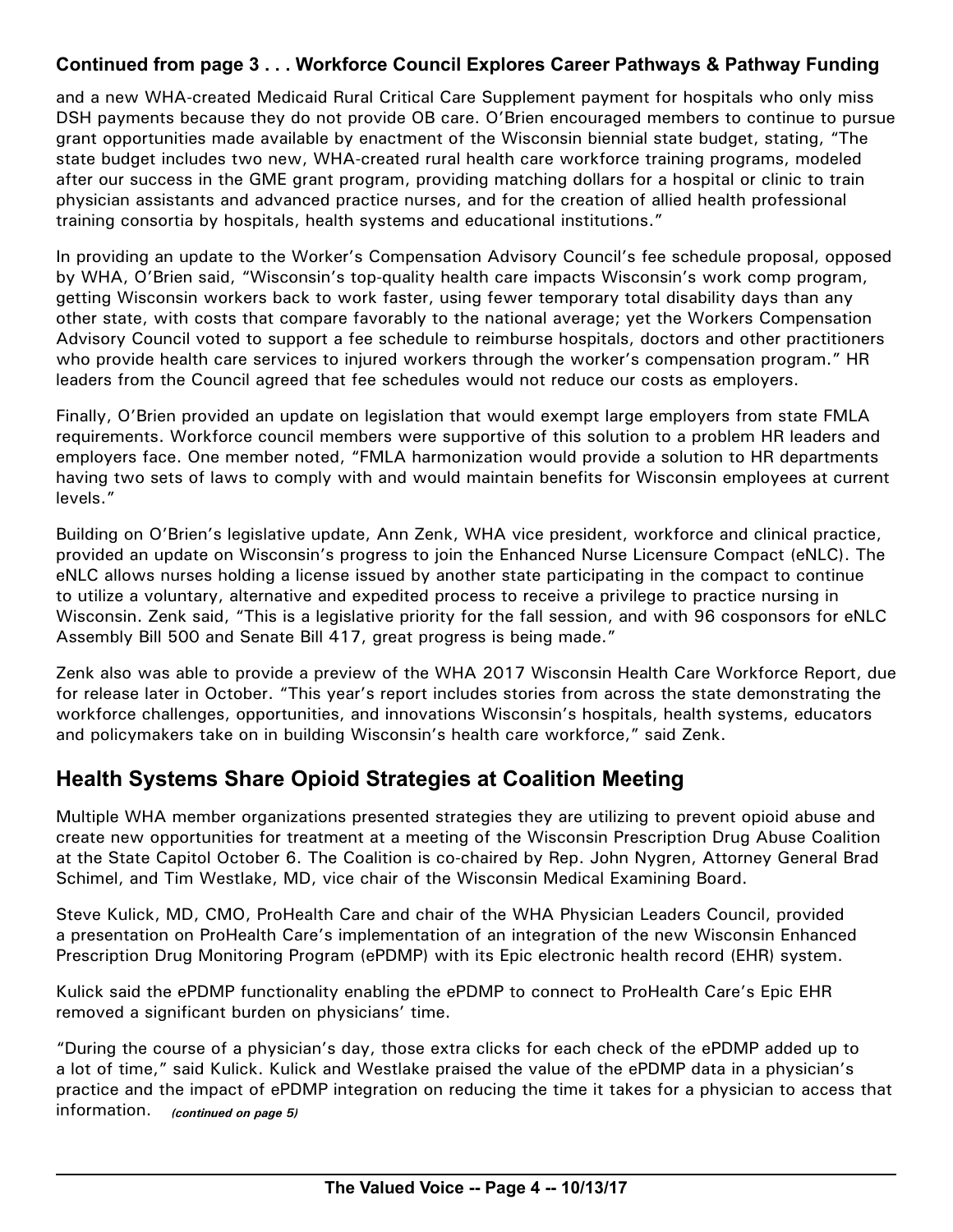**Continued from page 3 . . . Workforce Council Explores Career Pathways & Pathway Funding**

and a new WHA-created Medicaid Rural Critical Care Supplement payment for hospitals who only miss DSH payments because they do not provide OB care. O'Brien encouraged members to continue to pursue grant opportunities made available by enactment of the Wisconsin biennial state budget, stating, "The state budget includes two new, WHA-created rural health care workforce training programs, modeled after our success in the GME grant program, providing matching dollars for a hospital or clinic to train physician assistants and advanced practice nurses, and for the creation of allied health professional training consortia by hospitals, health systems and educational institutions."

In providing an update to the Worker's Compensation Advisory Council's fee schedule proposal, opposed by WHA, O'Brien said, "Wisconsin's top-quality health care impacts Wisconsin's work comp program, getting Wisconsin workers back to work faster, using fewer temporary total disability days than any other state, with costs that compare favorably to the national average; yet the Workers Compensation Advisory Council voted to support a fee schedule to reimburse hospitals, doctors and other practitioners who provide health care services to injured workers through the worker's compensation program." HR leaders from the Council agreed that fee schedules would not reduce our costs as employers.

Finally, O'Brien provided an update on legislation that would exempt large employers from state FMLA requirements. Workforce council members were supportive of this solution to a problem HR leaders and employers face. One member noted, "FMLA harmonization would provide a solution to HR departments having two sets of laws to comply with and would maintain benefits for Wisconsin employees at current levels."

Building on O'Brien's legislative update, Ann Zenk, WHA vice president, workforce and clinical practice, provided an update on Wisconsin's progress to join the Enhanced Nurse Licensure Compact (eNLC). The eNLC allows nurses holding a license issued by another state participating in the compact to continue to utilize a voluntary, alternative and expedited process to receive a privilege to practice nursing in Wisconsin. Zenk said, "This is a legislative priority for the fall session, and with 96 cosponsors for eNLC Assembly Bill 500 and Senate Bill 417, great progress is being made."

Zenk also was able to provide a preview of the WHA 2017 Wisconsin Health Care Workforce Report, due for release later in October. "This year's report includes stories from across the state demonstrating the workforce challenges, opportunities, and innovations Wisconsin's hospitals, health systems, educators and policymakers take on in building Wisconsin's health care workforce," said Zenk.

## Health Systems Share Opioid Strategies at Coalition Meeting

Multiple WHA member organizations presented strategies they are utilizing to prevent opioid abuse and create new opportunities for treatment at a meeting of the Wisconsin Prescription Drug Abuse Coalition at the State Capitol October 6. The Coalition is co-chaired by Rep. John Nygren, Attorney General Brad Schimel, and Tim Westlake, MD, vice chair of the Wisconsin Medical Examining Board.

Steve Kulick, MD, CMO, ProHealth Care and chair of the WHA Physician Leaders Council, provided a presentation on ProHealth Care's implementation of an integration of the new Wisconsin Enhanced Prescription Drug Monitoring Program (ePDMP) with its Epic electronic health record (EHR) system.

Kulick said the ePDMP functionality enabling the ePDMP to connect to ProHealth Care's Epic EHR removed a significant burden on physicians' time.

"During the course of a physician's day, those extra clicks for each check of the ePDMP added up to a lot of time," said Kulick. Kulick and Westlake praised the value of the ePDMP data in a physician's practice and the impact of ePDMP integration on reducing the time it takes for a physician to access that information. *(continued on page 5)*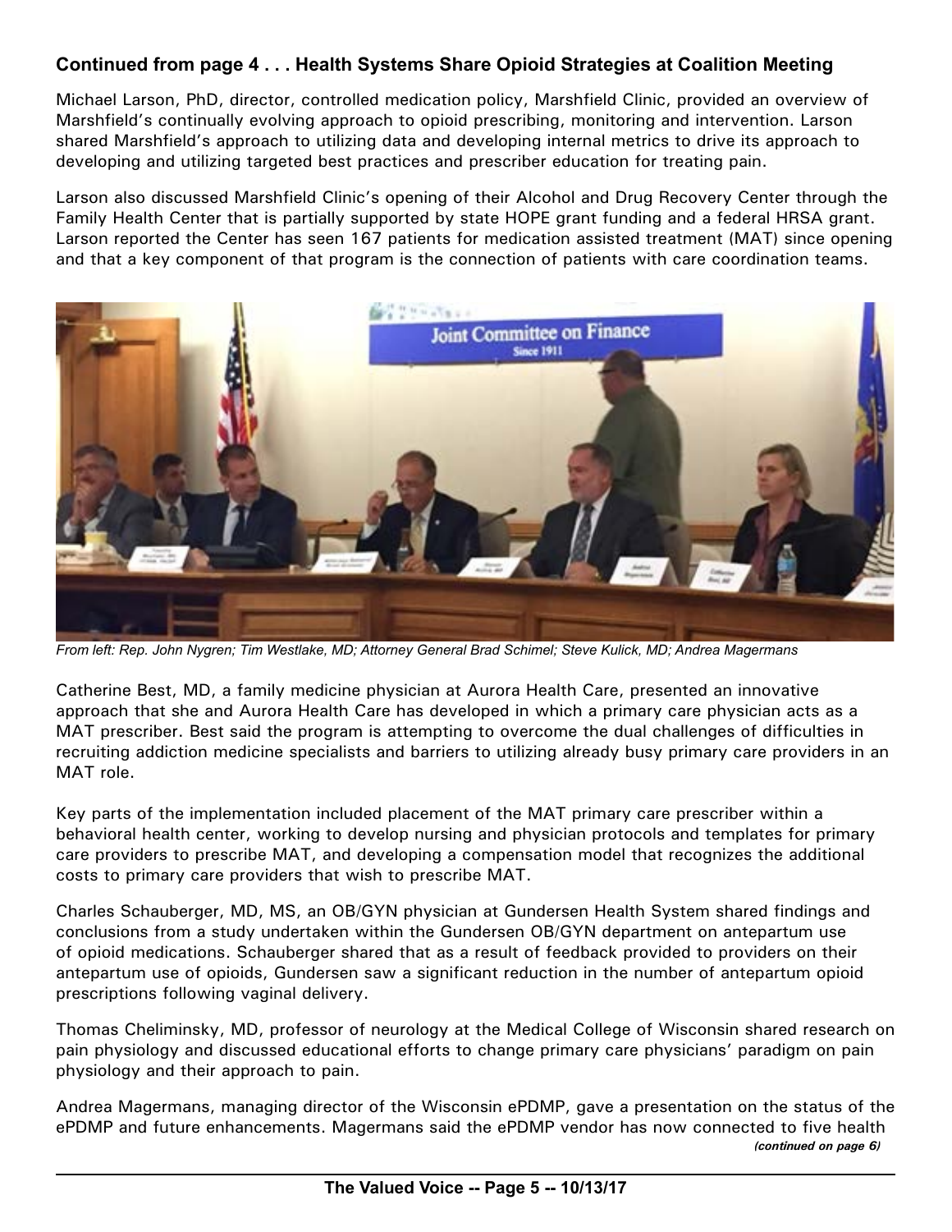### Continued from page 4 . . . Health Systems Share Opioid Strategies at Coalition Meeting

Michael Larson, PhD, director, controlled medication policy, Marshfield Clinic, provided an overview of Marshfield's continually evolving approach to opioid prescribing, monitoring and intervention. Larson shared Marshfield's approach to utilizing data and developing internal metrics to drive its approach to developing and utilizing targeted best practices and prescriber education for treating pain.

Larson also discussed Marshfield Clinic's opening of their Alcohol and Drug Recovery Center through the Family Health Center that is partially supported by state HOPE grant funding and a federal HRSA grant. Larson reported the Center has seen 167 patients for medication assisted treatment (MAT) since opening and that a key component of that program is the connection of patients with care coordination teams.

*From left: Rep. John Nygren; Tim Westlake, MD; Attorney General Brad Schimel; Steve Kulick, MD; Andrea Magermans*

Catherine Best, MD, a family medicine physician at Aurora Health Care, presented an innovative approach that she and Aurora Health Care has developed in which a primary care physician acts as a MAT prescriber. Best said the program is attempting to overcome the dual challenges of difficulties in recruiting addiction medicine specialists and barriers to utilizing already busy primary care providers in an MAT role.

Key parts of the implementation included placement of the MAT primary care prescriber within a behavioral health center, working to develop nursing and physician protocols and templates for primary care providers to prescribe MAT, and developing a compensation model that recognizes the additional costs to primary care providers that wish to prescribe MAT.

Charles Schauberger, MD, MS, an OB/GYN physician at Gundersen Health System shared findings and conclusions from a study undertaken within the Gundersen OB/GYN department on antepartum use of opioid medications. Schauberger shared that as a result of feedback provided to providers on their antepartum use of opioids, Gundersen saw a significant reduction in the number of antepartum opioid prescriptions following vaginal delivery.

Thomas Cheliminsky, MD, professor of neurology at the Medical College of Wisconsin shared research on pain physiology and discussed educational efforts to change primary care physicians' paradigm on pain physiology and their approach to pain.

Andrea Magermans, managing director of the Wisconsin ePDMP, gave a presentation on the status of the ePDMP and future enhancements. Magermans said the ePDMP vendor has now connected to five health

*(continued on page 6)*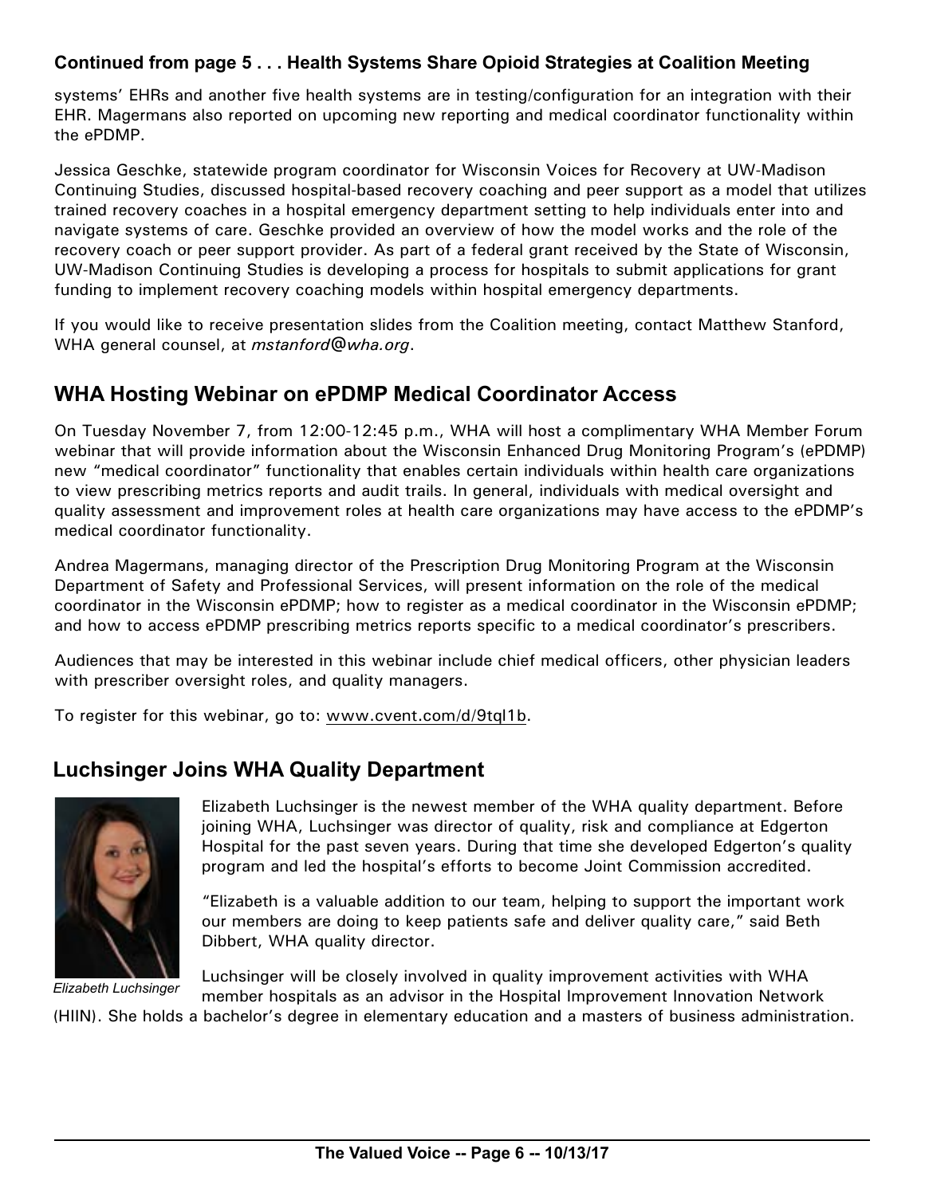**Continued from page 5 . . . Health Systems Share Opioid Strategies at Coalition Meeting**

systems' EHRs and another five health systems are in testing/configuration for an integration with their EHR. Magermans also reported on upcoming new reporting and medical coordinator functionality within the ePDMP.

Jessica Geschke, statewide program coordinator for Wisconsin Voices for Recovery at UW-Madison Continuing Studies, discussed hospital-based recovery coaching and peer support as a model that utilizes trained recovery coaches in a hospital emergency department setting to help individuals enter into and navigate systems of care. Geschke provided an overview of how the model works and the role of the recovery coach or peer support provider. As part of a federal grant received by the State of Wisconsin, UW-Madison Continuing Studies is developing a process for hospitals to submit applications for grant funding to implement recovery coaching models within hospital emergency departments.

If you would like to receive presentation slides from the Coalition meeting, contact Matthew Stanford, WHA general counsel, at *mstanford@wha.org*.

## WHA Hosting Webinar on ePDMP Medical Coordinator Access

On Tuesday November 7, from 12:00-12:45 p.m., WHA will host a complimentary WHA Member Forum webinar that will provide information about the Wisconsin Enhanced Drug Monitoring Program's (ePDMP) new "medical coordinator" functionality that enables certain individuals within health care organizations to view prescribing metrics reports and audit trails. In general, individuals with medical oversight and quality assessment and improvement roles at health care organizations may have access to the ePDMP's medical coordinator functionality.

Andrea Magermans, managing director of the Prescription Drug Monitoring Program at the Wisconsin Department of Safety and Professional Services, will present information on the role of the medical coordinator in the Wisconsin ePDMP; how to register as a medical coordinator in the Wisconsin ePDMP; and how to access ePDMP prescribing metrics reports specific to a medical coordinator's prescribers.

Audiences that may be interested in this webinar include chief medical officers, other physician leaders with prescriber oversight roles, and quality managers.

To register for this webinar, go to: www.cvent.com/d/9tql1b.

## Luchsinger Joins WHA Quality Department

Elizabeth Luchsinger is the newest member of the WHA quality department. Before joining WHA, Luchsinger was director of quality, risk and compliance at Edgerton Hospital for the past seven years. During that time she developed Edgerton's quality program and led the hospital's efforts to become Joint Commission accredited.

"Elizabeth is a valuable addition to our team, helping to support the important work our members are doing to keep patients safe and deliver quality care," said Beth Dibbert, WHA quality director.

*Elizabeth Luchsinger*

Luchsinger will be closely involved in quality improvement activities with WHA member hospitals as an advisor in the Hospital Improvement Innovation Network (HIIN). She holds a bachelor's degree in elementary education and a masters of business administration.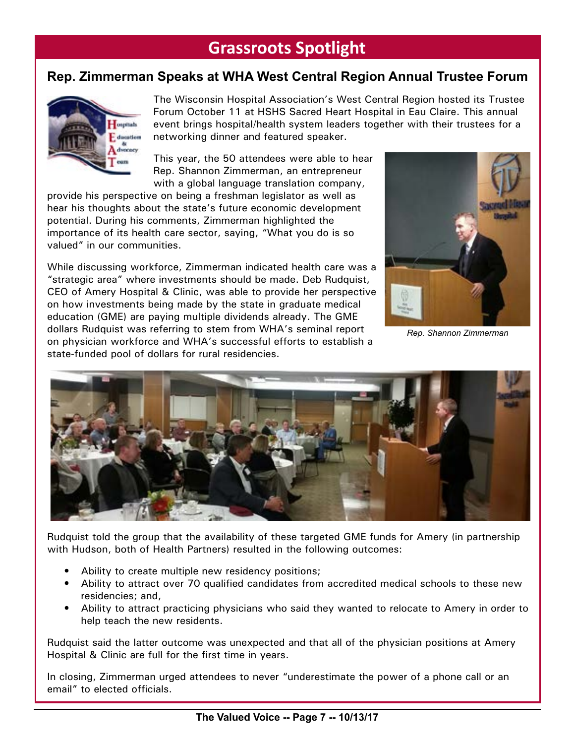# Grassroots Spotlight

## Rep. Zimmerman Speaks at WHA West Central Region Annual Trustee Forum

The Wisconsin Hospital Association's West Central Region hosted its Trustee Forum October 11 at HSHS Sacred Heart Hospital in Eau Claire. This annual event brings hospital/health system leaders together with their trustees for a networking dinner and featured speaker.

This year, the 50 attendees were able to hear Rep. Shannon Zimmerman, an entrepreneur with a global language translation company, provide his perspective on being a freshman legislator as well as hear his thoughts about the state's future economic development potential. During his comments, Zimmerman highlighted the importance of its health care sector, saying, "What you do is so valued" in our communities.

While discussing workforce, Zimmerman indicated health care was a "strategic area" where investments should be made. Deb Rudquist, CEO of Amery Hospital & Clinic, was able to provide her perspective on how investments being made by the state in graduate medical education (GME) are paying multiple dividends already. The GME dollars Rudquist was referring to stem from WHA's seminal report on physician workforce and WHA's successful efforts to establish a state-funded pool of dollars for rural residencies.

*Rep. Shannon Zimmerman*

Rudquist told the group that the availability of these targeted GME funds for Amery (in partnership with Hudson, both of Health Partners) resulted in the following outcomes:

- Ability to create multiple new residency positions;
- Ability to attract over 70 qualified candidates from accredited medical schools to these new residencies; and,
- Ability to attract practicing physicians who said they wanted to relocate to Amery in order to help teach the new residents.

Rudquist said the latter outcome was unexpected and that all of the physician positions at Amery Hospital & Clinic are full for the first time in years.

In closing, Zimmerman urged attendees to never "underestimate the power of a phone call or an email" to elected officials.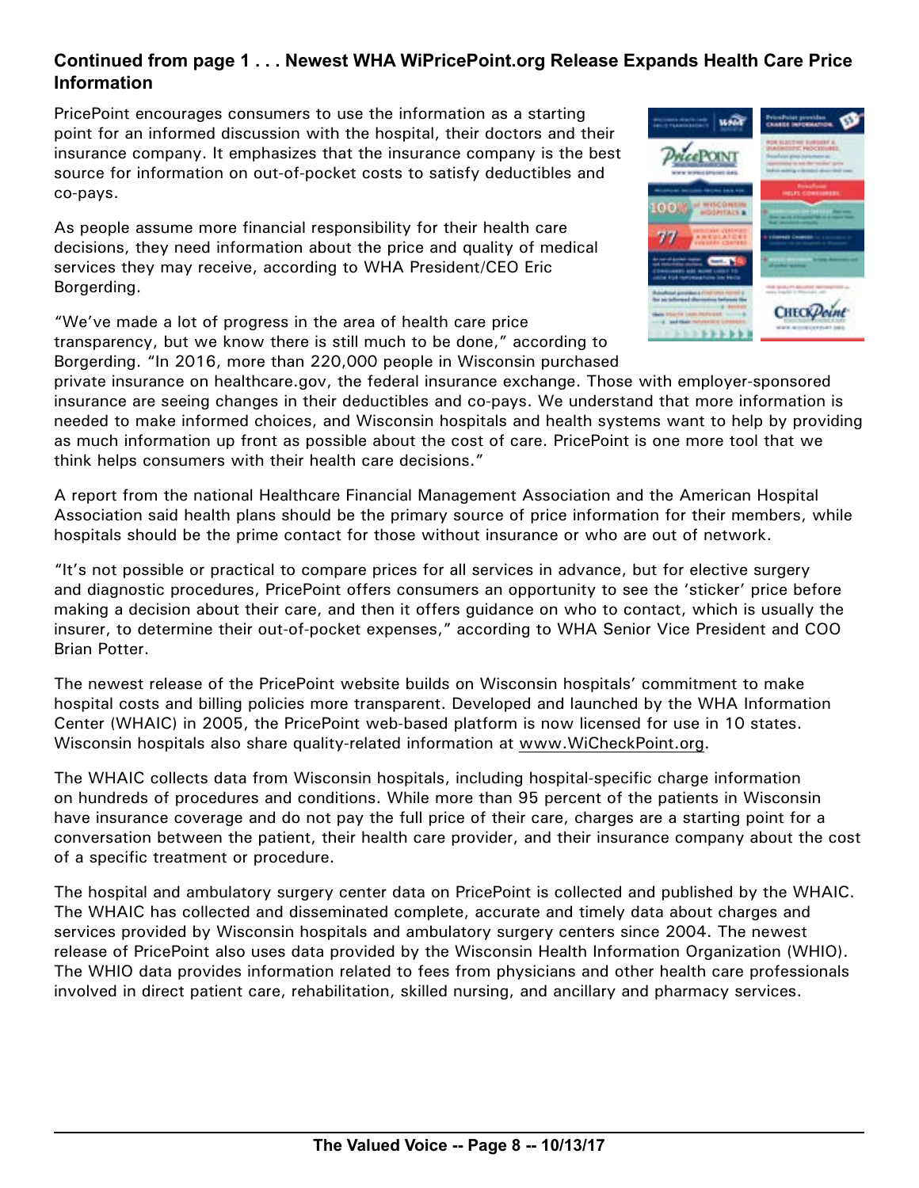## Continued from page 1 . . . Newest WHA WiPricePoint.org Release Expands Health Care Price Information

PricePoint encourages consumers to use the information as a starting point for an informed discussion with the hospital, their doctors and their insurance company. It emphasizes that the insurance company is the best source for information on out-of-pocket costs to satisfy deductibles and co-pays.

As people assume more financial responsibility for their health care decisions, they need information about the price and quality of medical services they may receive, according to WHA President/CEO Eric Borgerding.

"We've made a lot of progress in the area of health care price transparency, but we know there is still much to be done," according to Borgerding. "In 2016, more than 220,000 people in Wisconsin purchased private insurance on healthcare.gov, the federal insurance exchange. Those with employer-sponsored insurance are seeing changes in their deductibles and co-pays. We understand that more information is needed to make informed choices, and Wisconsin hospitals and health systems want to help by providing as much information up front as possible about the cost of care. PricePoint is one more tool that we think helps consumers with their health care decisions."

A report from the national Healthcare Financial Management Association and the American Hospital Association said health plans should be the primary source of price information for their members, while hospitals should be the prime contact for those without insurance or who are out of network.

"It's not possible or practical to compare prices for all services in advance, but for elective surgery and diagnostic procedures, PricePoint offers consumers an opportunity to see the 'sticker' price before making a decision about their care, and then it offers guidance on who to contact, which is usually the insurer, to determine their out-of-pocket expenses," according to WHA Senior Vice President and COO Brian Potter.

The newest release of the PricePoint website builds on Wisconsin hospitals' commitment to make hospital costs and billing policies more transparent. Developed and launched by the WHA Information Center (WHAIC) in 2005, the PricePoint web-based platform is now licensed for use in 10 states. Wisconsin hospitals also share quality-related information at www.WiCheckPoint.org.

The WHAIC collects data from Wisconsin hospitals, including hospital-specific charge information on hundreds of procedures and conditions. While more than 95 percent of the patients in Wisconsin have insurance coverage and do not pay the full price of their care, charges are a starting point for a conversation between the patient, their health care provider, and their insurance company about the cost of a specific treatment or procedure.

The hospital and ambulatory surgery center data on PricePoint is collected and published by the WHAIC. The WHAIC has collected and disseminated complete, accurate and timely data about charges and services provided by Wisconsin hospitals and ambulatory surgery centers since 2004. The newest release of PricePoint also uses data provided by the Wisconsin Health Information Organization (WHIO). The WHIO data provides information related to fees from physicians and other health care professionals involved in direct patient care, rehabilitation, skilled nursing, and ancillary and pharmacy services.